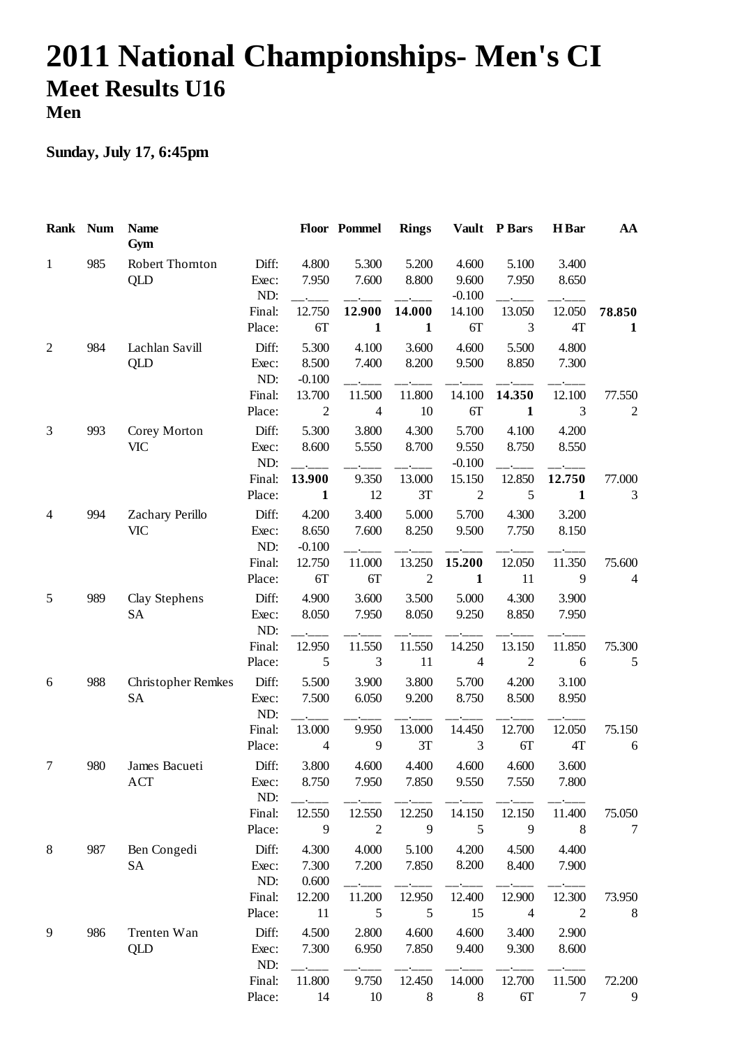# 2011 National Championships- Men's CI

## Meet Results U16

### Men

**Sunday, July 17, 6:45pm**

| Rank | Num | Name / Gym | | Floor | Pommel | Rings | Vault | P Bars | H Bar | AA |
|---|---|---|---|---|---|---|---|---|---|---|
| 1 | 985 | Robert Thornton | Diff: | 4.800 | 5.300 | 5.200 | 4.600 | 5.100 | 3.400 | |
| | | QLD | Exec: | 7.950 | 7.600 | 8.800 | 9.600 | 7.950 | 8.650 | |
| | | | ND: | __.___ | __.___ | __.___ | -0.100 | __.___ | __.___ | |
| | | | Final: | 12.750 | **12.900** | **14.000** | 14.100 | 13.050 | 12.050 | **78.850** |
| | | | Place: | 6T | **1** | **1** | 6T | 3 | 4T | **1** |
| 2 | 984 | Lachlan Savill | Diff: | 5.300 | 4.100 | 3.600 | 4.600 | 5.500 | 4.800 | |
| | | QLD | Exec: | 8.500 | 7.400 | 8.200 | 9.500 | 8.850 | 7.300 | |
| | | | ND: | -0.100 | __.___ | __.___ | __.___ | __.___ | __.___ | |
| | | | Final: | 13.700 | 11.500 | 11.800 | 14.100 | **14.350** | 12.100 | 77.550 |
| | | | Place: | 2 | 4 | 10 | 6T | **1** | 3 | 2 |
| 3 | 993 | Corey Morton | Diff: | 5.300 | 3.800 | 4.300 | 5.700 | 4.100 | 4.200 | |
| | | VIC | Exec: | 8.600 | 5.550 | 8.700 | 9.550 | 8.750 | 8.550 | |
| | | | ND: | __.___ | __.___ | __.___ | -0.100 | __.___ | __.___ | |
| | | | Final: | **13.900** | 9.350 | 13.000 | 15.150 | 12.850 | **12.750** | 77.000 |
| | | | Place: | **1** | 12 | 3T | 2 | 5 | **1** | 3 |
| 4 | 994 | Zachary Perillo | Diff: | 4.200 | 3.400 | 5.000 | 5.700 | 4.300 | 3.200 | |
| | | VIC | Exec: | 8.650 | 7.600 | 8.250 | 9.500 | 7.750 | 8.150 | |
| | | | ND: | -0.100 | __.___ | __.___ | __.___ | __.___ | __.___ | |
| | | | Final: | 12.750 | 11.000 | 13.250 | **15.200** | 12.050 | 11.350 | 75.600 |
| | | | Place: | 6T | 6T | 2 | **1** | 11 | 9 | 4 |
| 5 | 989 | Clay Stephens | Diff: | 4.900 | 3.600 | 3.500 | 5.000 | 4.300 | 3.900 | |
| | | SA | Exec: | 8.050 | 7.950 | 8.050 | 9.250 | 8.850 | 7.950 | |
| | | | ND: | __.___ | __.___ | __.___ | __.___ | __.___ | __.___ | |
| | | | Final: | 12.950 | 11.550 | 11.550 | 14.250 | 13.150 | 11.850 | 75.300 |
| | | | Place: | 5 | 3 | 11 | 4 | 2 | 6 | 5 |
| 6 | 988 | Christopher Remkes | Diff: | 5.500 | 3.900 | 3.800 | 5.700 | 4.200 | 3.100 | |
| | | SA | Exec: | 7.500 | 6.050 | 9.200 | 8.750 | 8.500 | 8.950 | |
| | | | ND: | __.___ | __.___ | __.___ | __.___ | __.___ | __.___ | |
| | | | Final: | 13.000 | 9.950 | 13.000 | 14.450 | 12.700 | 12.050 | 75.150 |
| | | | Place: | 4 | 9 | 3T | 3 | 6T | 4T | 6 |
| 7 | 980 | James Bacueti | Diff: | 3.800 | 4.600 | 4.400 | 4.600 | 4.600 | 3.600 | |
| | | ACT | Exec: | 8.750 | 7.950 | 7.850 | 9.550 | 7.550 | 7.800 | |
| | | | ND: | __.___ | __.___ | __.___ | __.___ | __.___ | __.___ | |
| | | | Final: | 12.550 | 12.550 | 12.250 | 14.150 | 12.150 | 11.400 | 75.050 |
| | | | Place: | 9 | 2 | 9 | 5 | 9 | 8 | 7 |
| 8 | 987 | Ben Congedi | Diff: | 4.300 | 4.000 | 5.100 | 4.200 | 4.500 | 4.400 | |
| | | SA | Exec: | 7.300 | 7.200 | 7.850 | 8.200 | 8.400 | 7.900 | |
| | | | ND: | 0.600 | __.___ | __.___ | __.___ | __.___ | __.___ | |
| | | | Final: | 12.200 | 11.200 | 12.950 | 12.400 | 12.900 | 12.300 | 73.950 |
| | | | Place: | 11 | 5 | 5 | 15 | 4 | 2 | 8 |
| 9 | 986 | Trenten Wan | Diff: | 4.500 | 2.800 | 4.600 | 4.600 | 3.400 | 2.900 | |
| | | QLD | Exec: | 7.300 | 6.950 | 7.850 | 9.400 | 9.300 | 8.600 | |
| | | | ND: | __.___ | __.___ | __.___ | __.___ | __.___ | __.___ | |
| | | | Final: | 11.800 | 9.750 | 12.450 | 14.000 | 12.700 | 11.500 | 72.200 |
| | | | Place: | 14 | 10 | 8 | 8 | 6T | 7 | 9 |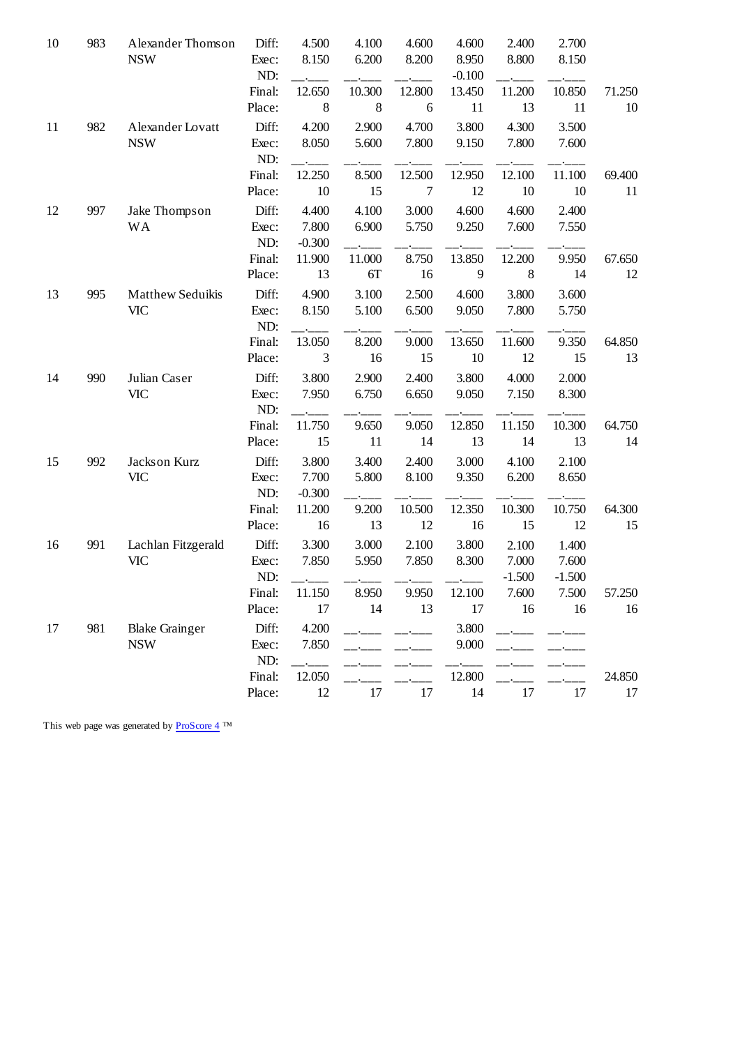| | | | | | | | | | | | |
|---|---|---|---|---|---|---|---|---|---|---|---|
| 10 | 983 | Alexander Thomson | Diff: | 4.500 | 4.100 | 4.600 | 4.600 | 2.400 | 2.700 | |
| | | NSW | Exec: | 8.150 | 6.200 | 8.200 | 8.950 | 8.800 | 8.150 | |
| | | | ND: | __.___ | __.___ | __.___ | -0.100 | __.___ | __.___ | |
| | | | Final: | 12.650 | 10.300 | 12.800 | 13.450 | 11.200 | 10.850 | 71.250 |
| | | | Place: | 8 | 8 | 6 | 11 | 13 | 11 | 10 |
| 11 | 982 | Alexander Lovatt | Diff: | 4.200 | 2.900 | 4.700 | 3.800 | 4.300 | 3.500 | |
| | | NSW | Exec: | 8.050 | 5.600 | 7.800 | 9.150 | 7.800 | 7.600 | |
| | | | ND: | __.___ | __.___ | __.___ | __.___ | __.___ | __.___ | |
| | | | Final: | 12.250 | 8.500 | 12.500 | 12.950 | 12.100 | 11.100 | 69.400 |
| | | | Place: | 10 | 15 | 7 | 12 | 10 | 10 | 11 |
| 12 | 997 | Jake Thompson | Diff: | 4.400 | 4.100 | 3.000 | 4.600 | 4.600 | 2.400 | |
| | | WA | Exec: | 7.800 | 6.900 | 5.750 | 9.250 | 7.600 | 7.550 | |
| | | | ND: | -0.300 | __.___ | __.___ | __.___ | __.___ | __.___ | |
| | | | Final: | 11.900 | 11.000 | 8.750 | 13.850 | 12.200 | 9.950 | 67.650 |
| | | | Place: | 13 | 6T | 16 | 9 | 8 | 14 | 12 |
| 13 | 995 | Matthew Seduikis | Diff: | 4.900 | 3.100 | 2.500 | 4.600 | 3.800 | 3.600 | |
| | | VIC | Exec: | 8.150 | 5.100 | 6.500 | 9.050 | 7.800 | 5.750 | |
| | | | ND: | __.___ | __.___ | __.___ | __.___ | __.___ | __.___ | |
| | | | Final: | 13.050 | 8.200 | 9.000 | 13.650 | 11.600 | 9.350 | 64.850 |
| | | | Place: | 3 | 16 | 15 | 10 | 12 | 15 | 13 |
| 14 | 990 | Julian Caser | Diff: | 3.800 | 2.900 | 2.400 | 3.800 | 4.000 | 2.000 | |
| | | VIC | Exec: | 7.950 | 6.750 | 6.650 | 9.050 | 7.150 | 8.300 | |
| | | | ND: | __.___ | __.___ | __.___ | __.___ | __.___ | __.___ | |
| | | | Final: | 11.750 | 9.650 | 9.050 | 12.850 | 11.150 | 10.300 | 64.750 |
| | | | Place: | 15 | 11 | 14 | 13 | 14 | 13 | 14 |
| 15 | 992 | Jackson Kurz | Diff: | 3.800 | 3.400 | 2.400 | 3.000 | 4.100 | 2.100 | |
| | | VIC | Exec: | 7.700 | 5.800 | 8.100 | 9.350 | 6.200 | 8.650 | |
| | | | ND: | -0.300 | __.___ | __.___ | __.___ | __.___ | __.___ | |
| | | | Final: | 11.200 | 9.200 | 10.500 | 12.350 | 10.300 | 10.750 | 64.300 |
| | | | Place: | 16 | 13 | 12 | 16 | 15 | 12 | 15 |
| 16 | 991 | Lachlan Fitzgerald | Diff: | 3.300 | 3.000 | 2.100 | 3.800 | 2.100 | 1.400 | |
| | | VIC | Exec: | 7.850 | 5.950 | 7.850 | 8.300 | 7.000 | 7.600 | |
| | | | ND: | __.___ | __.___ | __.___ | __.___ | -1.500 | -1.500 | |
| | | | Final: | 11.150 | 8.950 | 9.950 | 12.100 | 7.600 | 7.500 | 57.250 |
| | | | Place: | 17 | 14 | 13 | 17 | 16 | 16 | 16 |
| 17 | 981 | Blake Grainger | Diff: | 4.200 | __.___ | __.___ | 3.800 | __.___ | __.___ | |
| | | NSW | Exec: | 7.850 | __.___ | __.___ | 9.000 | __.___ | __.___ | |
| | | | ND: | __.___ | __.___ | __.___ | __.___ | __.___ | __.___ | |
| | | | Final: | 12.050 | __.___ | __.___ | 12.800 | __.___ | __.___ | 24.850 |
| | | | Place: | 12 | 17 | 17 | 14 | 17 | 17 | 17 |

This web page was generated by ProScore 4 ™